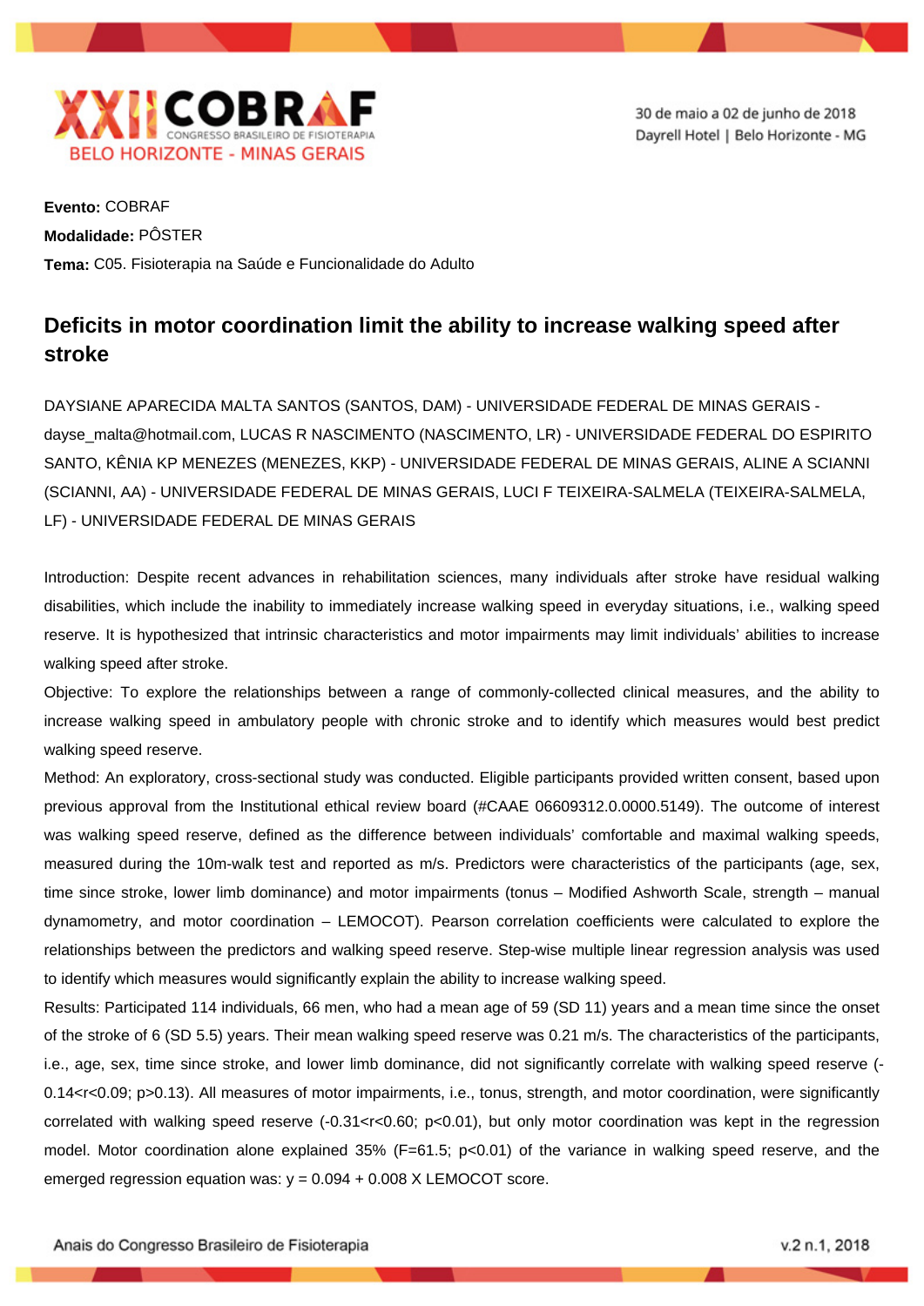**Evento:** COBRAF

**Modalidade:** PÔSTER

**Tema:** C05. Fisioterapia na Saúde e Funcionalidade do Adulto

# Deficits in motor coordination limit the ability to increase walking speed after stroke

DAYSIANE APARECIDA MALTA SANTOS (SANTOS, DAM) - UNIVERSIDADE FEDERAL DE MINAS GERAIS - dayse_malta@hotmail.com, LUCAS R NASCIMENTO (NASCIMENTO, LR) - UNIVERSIDADE FEDERAL DO ESPIRITO SANTO, KÊNIA KP MENEZES (MENEZES, KKP) - UNIVERSIDADE FEDERAL DE MINAS GERAIS, ALINE A SCIANNI (SCIANNI, AA) - UNIVERSIDADE FEDERAL DE MINAS GERAIS, LUCI F TEIXEIRA-SALMELA (TEIXEIRA-SALMELA, LF) - UNIVERSIDADE FEDERAL DE MINAS GERAIS

Introduction: Despite recent advances in rehabilitation sciences, many individuals after stroke have residual walking disabilities, which include the inability to immediately increase walking speed in everyday situations, i.e., walking speed reserve. It is hypothesized that intrinsic characteristics and motor impairments may limit individuals' abilities to increase walking speed after stroke.

Objective: To explore the relationships between a range of commonly-collected clinical measures, and the ability to increase walking speed in ambulatory people with chronic stroke and to identify which measures would best predict walking speed reserve.

Method: An exploratory, cross-sectional study was conducted. Eligible participants provided written consent, based upon previous approval from the Institutional ethical review board (#CAAE 06609312.0.0000.5149). The outcome of interest was walking speed reserve, defined as the difference between individuals' comfortable and maximal walking speeds, measured during the 10m-walk test and reported as m/s. Predictors were characteristics of the participants (age, sex, time since stroke, lower limb dominance) and motor impairments (tonus – Modified Ashworth Scale, strength – manual dynamometry, and motor coordination – LEMOCOT). Pearson correlation coefficients were calculated to explore the relationships between the predictors and walking speed reserve. Step-wise multiple linear regression analysis was used to identify which measures would significantly explain the ability to increase walking speed.

Results: Participated 114 individuals, 66 men, who had a mean age of 59 (SD 11) years and a mean time since the onset of the stroke of 6 (SD 5.5) years. Their mean walking speed reserve was 0.21 m/s. The characteristics of the participants, i.e., age, sex, time since stroke, and lower limb dominance, did not significantly correlate with walking speed reserve ($-0.14<r<0.09$; $p>0.13$). All measures of motor impairments, i.e., tonus, strength, and motor coordination, were significantly correlated with walking speed reserve ($-0.31<r<0.60$; $p<0.01$), but only motor coordination was kept in the regression model. Motor coordination alone explained 35% ($F=61.5$; $p<0.01$) of the variance in walking speed reserve, and the emerged regression equation was: $y = 0.094 + 0.008 \times$ LEMOCOT score.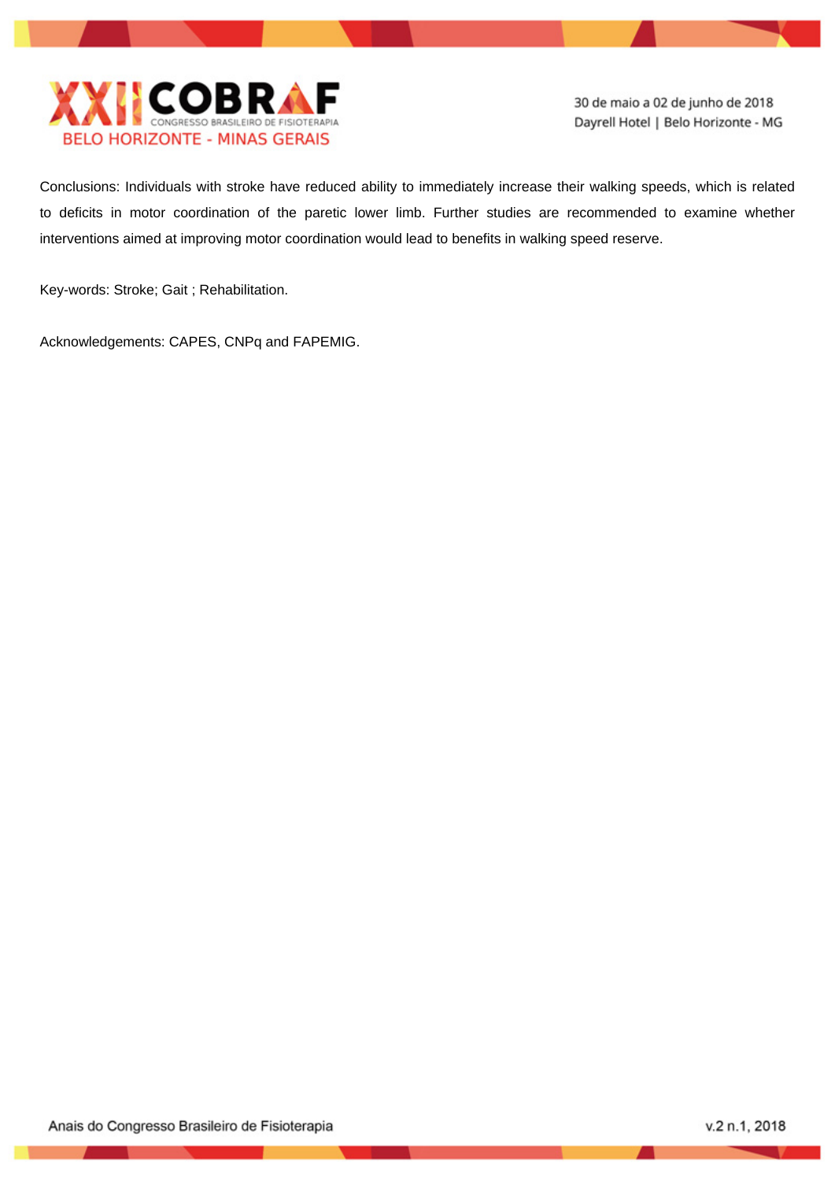Conclusions: Individuals with stroke have reduced ability to immediately increase their walking speeds, which is related to deficits in motor coordination of the paretic lower limb. Further studies are recommended to examine whether interventions aimed at improving motor coordination would lead to benefits in walking speed reserve.

Key-words: Stroke; Gait ; Rehabilitation.

Acknowledgements: CAPES, CNPq and FAPEMIG.